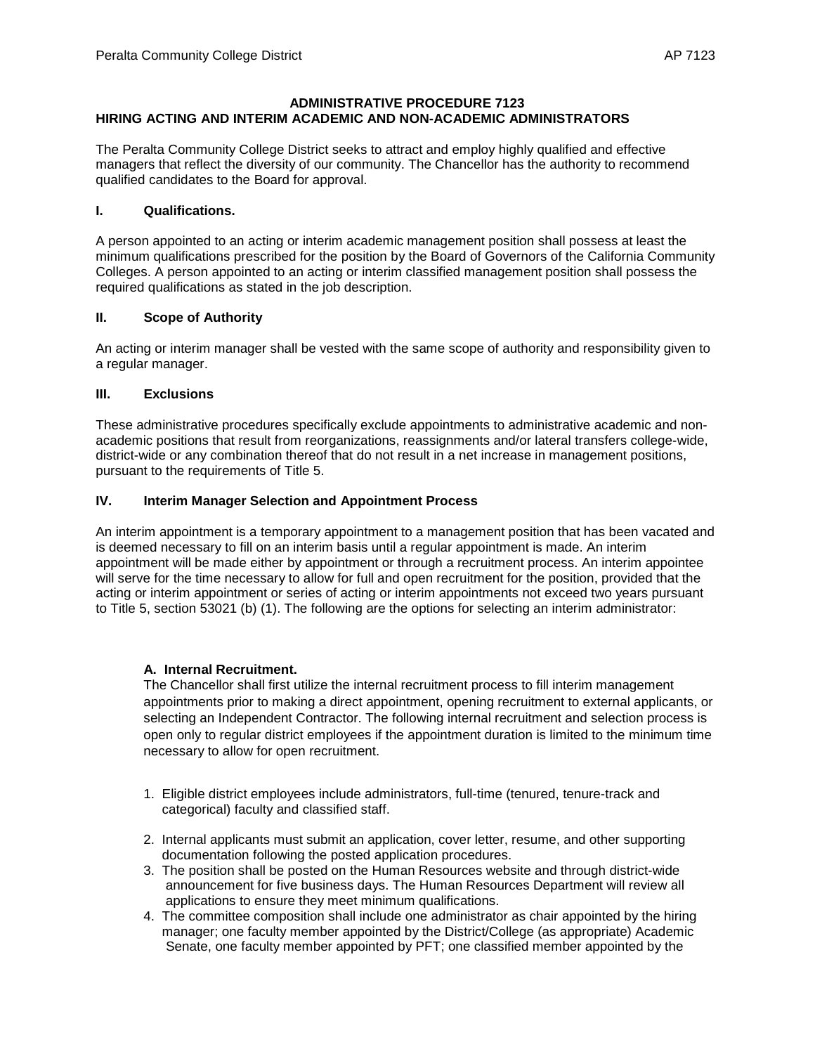# ADMINISTRATIVE PROCEDURE 7123
## HIRING ACTING AND INTERIM ACADEMIC AND NON-ACADEMIC ADMINISTRATORS

The Peralta Community College District seeks to attract and employ highly qualified and effective managers that reflect the diversity of our community. The Chancellor has the authority to recommend qualified candidates to the Board for approval.

### I. Qualifications.

A person appointed to an acting or interim academic management position shall possess at least the minimum qualifications prescribed for the position by the Board of Governors of the California Community Colleges. A person appointed to an acting or interim classified management position shall possess the required qualifications as stated in the job description.

### II. Scope of Authority

An acting or interim manager shall be vested with the same scope of authority and responsibility given to a regular manager.

### III. Exclusions

These administrative procedures specifically exclude appointments to administrative academic and non-academic positions that result from reorganizations, reassignments and/or lateral transfers college-wide, district-wide or any combination thereof that do not result in a net increase in management positions, pursuant to the requirements of Title 5.

### IV. Interim Manager Selection and Appointment Process

An interim appointment is a temporary appointment to a management position that has been vacated and is deemed necessary to fill on an interim basis until a regular appointment is made. An interim appointment will be made either by appointment or through a recruitment process. An interim appointee will serve for the time necessary to allow for full and open recruitment for the position, provided that the acting or interim appointment or series of acting or interim appointments not exceed two years pursuant to Title 5, section 53021 (b) (1). The following are the options for selecting an interim administrator:

**A. Internal Recruitment.**

The Chancellor shall first utilize the internal recruitment process to fill interim management appointments prior to making a direct appointment, opening recruitment to external applicants, or selecting an Independent Contractor. The following internal recruitment and selection process is open only to regular district employees if the appointment duration is limited to the minimum time necessary to allow for open recruitment.

1. Eligible district employees include administrators, full-time (tenured, tenure-track and categorical) faculty and classified staff.
2. Internal applicants must submit an application, cover letter, resume, and other supporting documentation following the posted application procedures.
3. The position shall be posted on the Human Resources website and through district-wide announcement for five business days. The Human Resources Department will review all applications to ensure they meet minimum qualifications.
4. The committee composition shall include one administrator as chair appointed by the hiring manager; one faculty member appointed by the District/College (as appropriate) Academic Senate, one faculty member appointed by PFT; one classified member appointed by the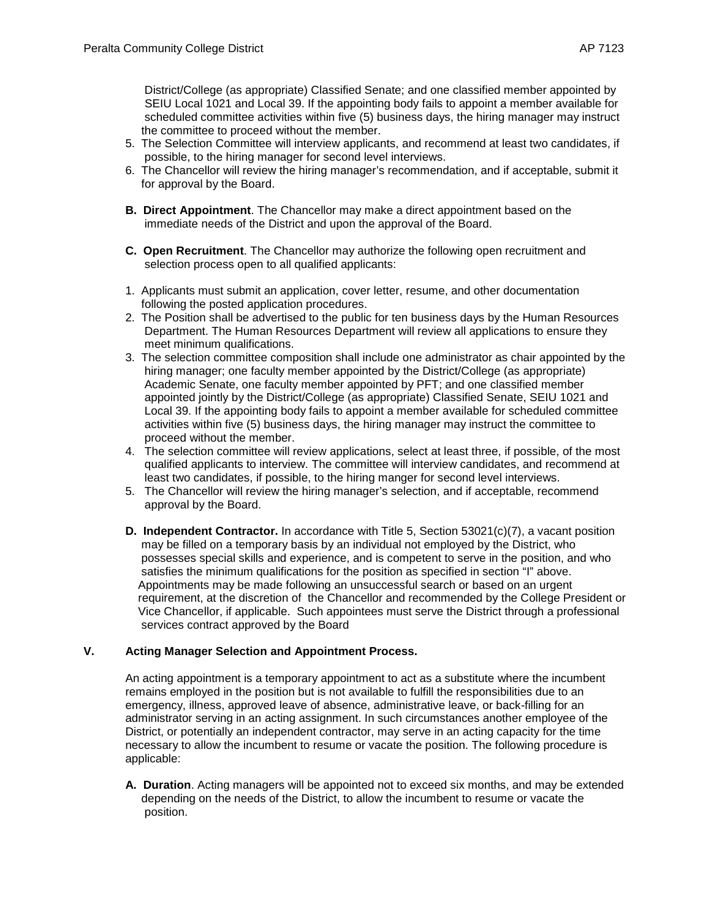District/College (as appropriate) Classified Senate; and one classified member appointed by SEIU Local 1021 and Local 39. If the appointing body fails to appoint a member available for scheduled committee activities within five (5) business days, the hiring manager may instruct the committee to proceed without the member.

5. The Selection Committee will interview applicants, and recommend at least two candidates, if possible, to the hiring manager for second level interviews.
6. The Chancellor will review the hiring manager's recommendation, and if acceptable, submit it for approval by the Board.

**B. Direct Appointment**. The Chancellor may make a direct appointment based on the immediate needs of the District and upon the approval of the Board.

**C. Open Recruitment**. The Chancellor may authorize the following open recruitment and selection process open to all qualified applicants:

1. Applicants must submit an application, cover letter, resume, and other documentation following the posted application procedures.
2. The Position shall be advertised to the public for ten business days by the Human Resources Department. The Human Resources Department will review all applications to ensure they meet minimum qualifications.
3. The selection committee composition shall include one administrator as chair appointed by the hiring manager; one faculty member appointed by the District/College (as appropriate) Academic Senate, one faculty member appointed by PFT; and one classified member appointed jointly by the District/College (as appropriate) Classified Senate, SEIU 1021 and Local 39. If the appointing body fails to appoint a member available for scheduled committee activities within five (5) business days, the hiring manager may instruct the committee to proceed without the member.
4. The selection committee will review applications, select at least three, if possible, of the most qualified applicants to interview. The committee will interview candidates, and recommend at least two candidates, if possible, to the hiring manger for second level interviews.
5. The Chancellor will review the hiring manager's selection, and if acceptable, recommend approval by the Board.

**D. Independent Contractor.** In accordance with Title 5, Section 53021(c)(7), a vacant position may be filled on a temporary basis by an individual not employed by the District, who possesses special skills and experience, and is competent to serve in the position, and who satisfies the minimum qualifications for the position as specified in section "I" above. Appointments may be made following an unsuccessful search or based on an urgent requirement, at the discretion of the Chancellor and recommended by the College President or Vice Chancellor, if applicable. Such appointees must serve the District through a professional services contract approved by the Board

## V. Acting Manager Selection and Appointment Process.

An acting appointment is a temporary appointment to act as a substitute where the incumbent remains employed in the position but is not available to fulfill the responsibilities due to an emergency, illness, approved leave of absence, administrative leave, or back-filling for an administrator serving in an acting assignment. In such circumstances another employee of the District, or potentially an independent contractor, may serve in an acting capacity for the time necessary to allow the incumbent to resume or vacate the position. The following procedure is applicable:

**A. Duration**. Acting managers will be appointed not to exceed six months, and may be extended depending on the needs of the District, to allow the incumbent to resume or vacate the position.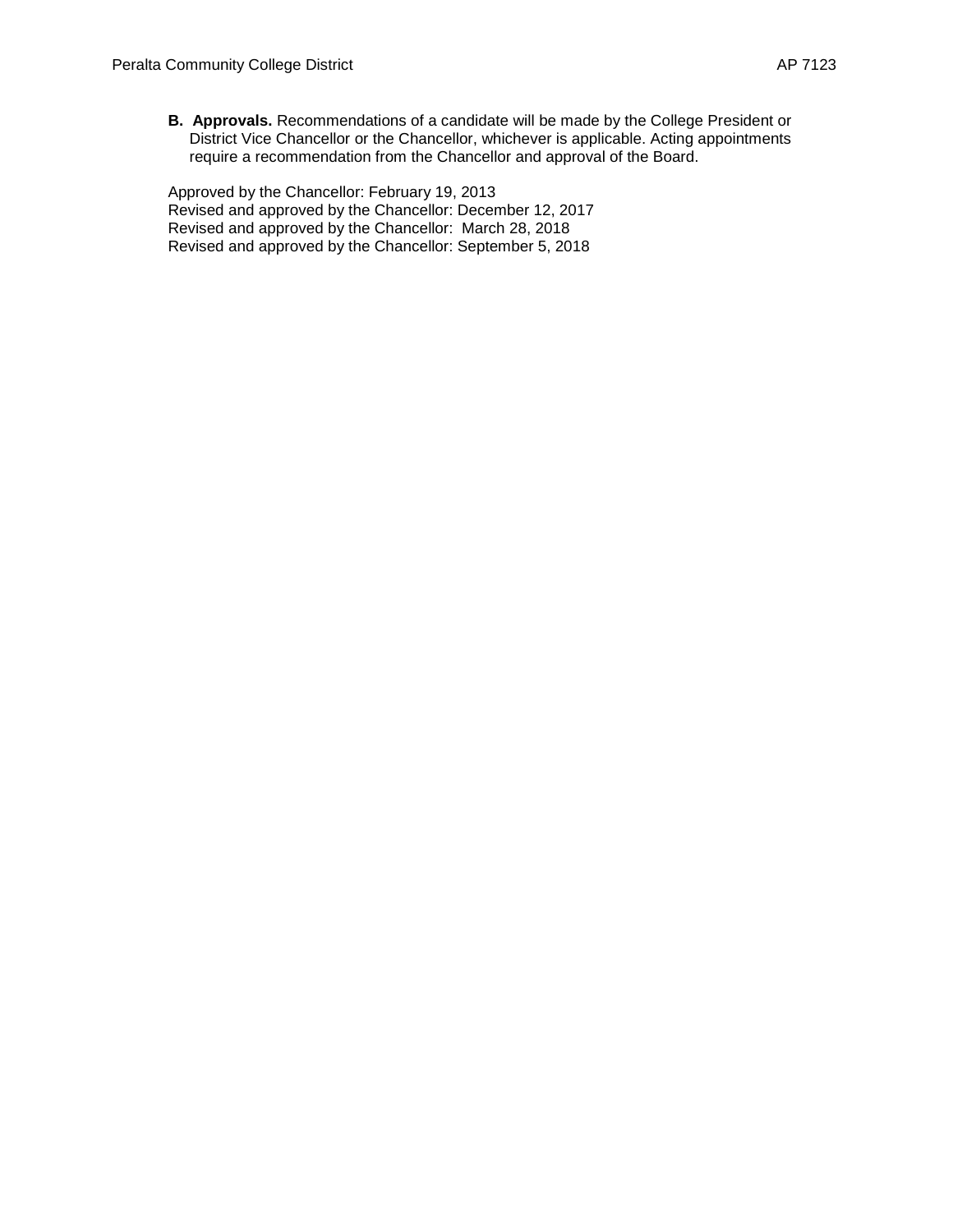**B. Approvals.** Recommendations of a candidate will be made by the College President or District Vice Chancellor or the Chancellor, whichever is applicable. Acting appointments require a recommendation from the Chancellor and approval of the Board.

Approved by the Chancellor: February 19, 2013
Revised and approved by the Chancellor: December 12, 2017
Revised and approved by the Chancellor: March 28, 2018
Revised and approved by the Chancellor: September 5, 2018